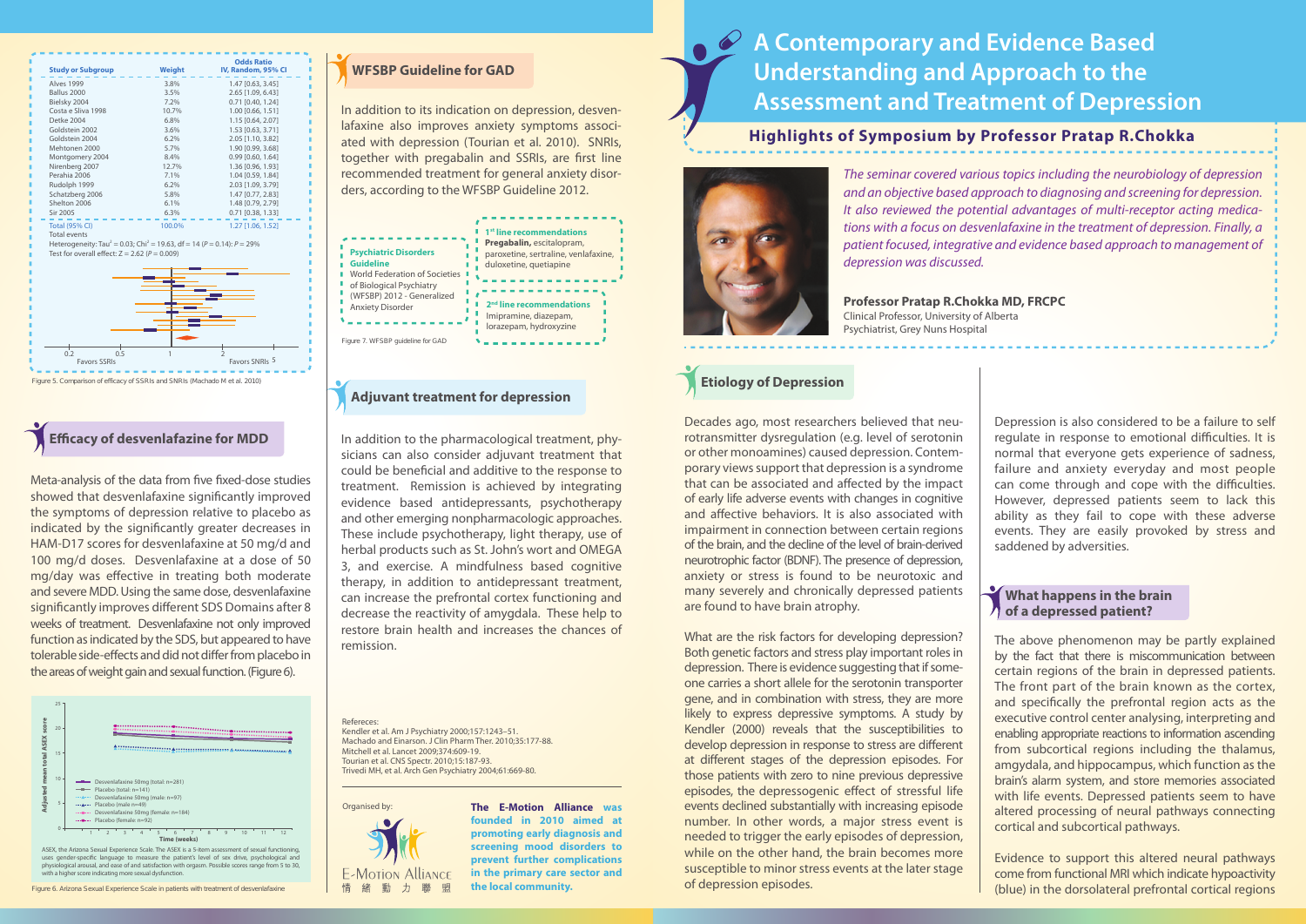# A Contemporary and Evidence Based Understanding and Approach to the Assessment and Treatment of Depression

## Highlights of Symposium by Professor Pratap R.Chokka

*The seminar covered various topics including the neurobiology of depression and an objective based approach to diagnosing and screening for depression. It also reviewed the potential advantages of multi-receptor acting medications with a focus on desvenlafaxine in the treatment of depression. Finally, a patient focused, integrative and evidence based approach to management of depression was discussed.*

**Professor Pratap R.Chokka MD, FRCPC**
Clinical Professor, University of Alberta
Psychiatrist, Grey Nuns Hospital

## Etiology of Depression

Decades ago, most researchers believed that neurotransmitter dysregulation (e.g. level of serotonin or other monoamines) caused depression. Contemporary views support that depression is a syndrome that can be associated and affected by the impact of early life adverse events with changes in cognitive and affective behaviors. It is also associated with impairment in connection between certain regions of the brain, and the decline of the level of brain-derived neurotrophic factor (BDNF). The presence of depression, anxiety or stress is found to be neurotoxic and many severely and chronically depressed patients are found to have brain atrophy.

What are the risk factors for developing depression? Both genetic factors and stress play important roles in depression. There is evidence suggesting that if someone carries a short allele for the serotonin transporter gene, and in combination with stress, they are more likely to express depressive symptoms. A study by Kendler (2000) reveals that the susceptibilities to develop depression in response to stress are different at different stages of the depression episodes. For those patients with zero to nine previous depressive episodes, the depressogenic effect of stressful life events declined substantially with increasing episode number. In other words, a major stress event is needed to trigger the early episodes of depression, while on the other hand, the brain becomes more susceptible to minor stress events at the later stage of depression episodes.

Depression is also considered to be a failure to self regulate in response to emotional difficulties. It is normal that everyone gets experience of sadness, failure and anxiety everyday and most people can come through and cope with the difficulties. However, depressed patients seem to lack this ability as they fail to cope with these adverse events. They are easily provoked by stress and saddened by adversities.

## What happens in the brain of a depressed patient?

The above phenomenon may be partly explained by the fact that there is miscommunication between certain regions of the brain in depressed patients. The front part of the brain known as the cortex, and specifically the prefrontal region acts as the executive control center analysing, interpreting and enabling appropriate reactions to information ascending from subcortical regions including the thalamus, amygdala, and hippocampus, which function as the brain's alarm system, and store memories associated with life events. Depressed patients seem to have altered processing of neural pathways connecting cortical and subcortical pathways.

Evidence to support this altered neural pathways come from functional MRI which indicate hypoactivity (blue) in the dorsolateral prefrontal cortical regions

| Study or Subgroup | Weight | Odds Ratio IV, Random, 95% CI |
|---|---|---|
| Alves 1999 | 3.8% | 1.47 [0.63, 3.45] |
| Ballus 2000 | 3.5% | 2.65 [1.09, 6.43] |
| Bielsky 2004 | 7.2% | 0.71 [0.40, 1.24] |
| Costa e Sliva 1998 | 10.7% | 1.00 [0.66, 1.51] |
| Detke 2004 | 6.8% | 1.15 [0.64, 2.07] |
| Goldstein 2002 | 3.6% | 1.53 [0.63, 3.71] |
| Goldstein 2004 | 6.2% | 2.05 [1.10, 3.82] |
| Mehtonen 2000 | 5.7% | 1.90 [0.99, 3.68] |
| Montgomery 2004 | 8.4% | 0.99 [0.60, 1.64] |
| Nirenberg 2007 | 12.7% | 1.36 [0.96, 1.93] |
| Perahia 2006 | 7.1% | 1.04 [0.59, 1.84] |
| Rudolph 1999 | 6.2% | 2.03 [1.09, 3.79] |
| Schatzberg 2006 | 5.8% | 1.47 [0.77, 2.83] |
| Shelton 2006 | 6.1% | 1.48 [0.79, 2.79] |
| Sir 2005 | 6.3% | 0.71 [0.38, 1.33] |
| Total (95% CI) | 100.0% | 1.27 [1.06, 1.52] |

Total events
Heterogeneity: $Tau^2 = 0.03$; $Chi^2 = 19.63$, $df = 14$ ($P = 0.14$); $I^2 = 29\%$
Test for overall effect: $Z = 2.62$ ($P = 0.009$)

0.2 0.5 1 2 5 — Favors SSRIs / Favors SNRIs

Figure 5. Comparison of efficacy of SSRIs and SNRIs (Machado M et al. 2010)

## Efficacy of desvenlafazine for MDD

Meta-analysis of the data from five fixed-dose studies showed that desvenlafaxine significantly improved the symptoms of depression relative to placebo as indicated by the significantly greater decreases in HAM-D17 scores for desvenlafaxine at 50 mg/d and 100 mg/d doses. Desvenlafaxine at a dose of 50 mg/day was effective in treating both moderate and severe MDD. Using the same dose, desvenlafaxine significantly improves different SDS Domains after 8 weeks of treatment. Desvenlafaxine not only improved function as indicated by the SDS, but appeared to have tolerable side-effects and did not differ from placebo in the areas of weight gain and sexual function. (Figure 6).

Adjusted mean total ASEX score (0–25) vs. Time (weeks) (1–12)
- Desvenlafaxine 50mg (total: n=281)
- Placebo (total: n=141)
- Desvenlafaxine 50mg (male: n=97)
- Placebo (male: n=49)
- Desvenlafaxine 50mg (female: n=184)
- Placebo (female: n=92)

ASEX, the Arizona Sexual Experience Scale. The ASEX is a 5-item assessment of sexual functioning, uses gender-specific language to measure the patient's level of sex drive, psychological and physiological arousal, and ease of and satisfaction with orgasm. Possible scores range from 5 to 30, with a higher score indicating more sexual dysfunction.

Figure 6. Arizona Sexual Experience Scale in patients with treatment of desvenlafaxine

## WFSBP Guideline for GAD

In addition to its indication on depression, desvenlafaxine also improves anxiety symptoms associated with depression (Tourian et al. 2010). SNRIs, together with pregabalin and SSRIs, are first line recommended treatment for general anxiety disorders, according to the WFSBP Guideline 2012.

**Psychiatric Disorders Guideline**
World Federation of Societies of Biological Psychiatry (WFSBP) 2012 - Generalized Anxiety Disorder

**1st line recommendations**
**Pregabalin,** escitalopram, paroxetine, sertraline, venlafaxine, duloxetine, quetiapine

**2nd line recommendations**
Imipramine, diazepam, lorazepam, hydroxyzine

Figure 7. WFSBP guideline for GAD

## Adjuvant treatment for depression

In addition to the pharmacological treatment, physicians can also consider adjuvant treatment that could be beneficial and additive to the response to treatment. Remission is achieved by integrating evidence based antidepressants, psychotherapy and other emerging nonpharmacologic approaches. These include psychotherapy, light therapy, use of herbal products such as St. John's wort and OMEGA 3, and exercise. A mindfulness based cognitive therapy, in addition to antidepressant treatment, can increase the prefrontal cortex functioning and decrease the reactivity of amygdala. These help to restore brain health and increases the chances of remission.

Refereces:
Kendler et al. Am J Psychiatry 2000;157:1243–51.
Machado and Einarson. J Clin Pharm Ther. 2010;35:177-88.
Mitchell et al. Lancet 2009;374:609-19.
Tourian et al. CNS Spectr. 2010;15:187-93.
Trivedi MH, et al. Arch Gen Psychiatry 2004;61:669-80.

Organised by:

E-Motion Alliance
情 緒 動 力 聯 盟

**The E-Motion Alliance was founded in 2010 aimed at promoting early diagnosis and screening mood disorders to prevent further complications in the primary care sector and the local community.**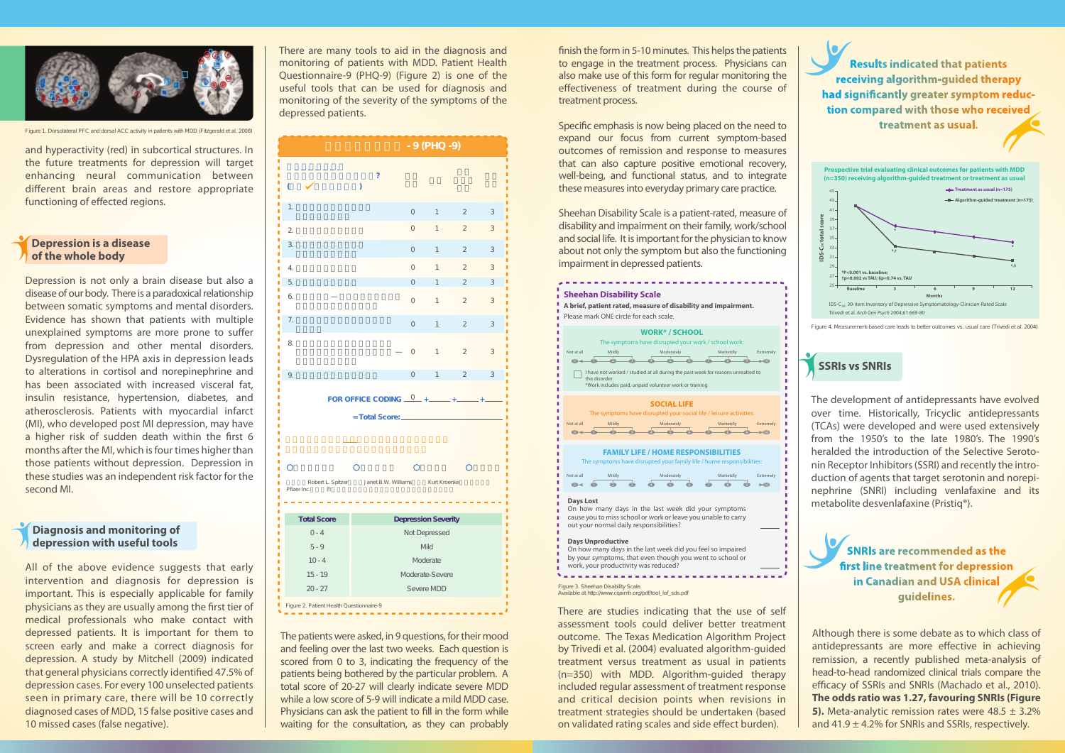Figure 1. Dorsolateral PFC and dorsal ACC activity in patients with MDD (Fitzgerald et al. 2008)

and hyperactivity (red) in subcortical structures. In the future treatments for depression will target enhancing neural communication between different brain areas and restore appropriate functioning of effected regions.

## Depression is a disease of the whole body

Depression is not only a brain disease but also a disease of our body. There is a paradoxical relationship between somatic symptoms and mental disorders. Evidence has shown that patients with multiple unexplained symptoms are more prone to suffer from depression and other mental disorders. Dysregulation of the HPA axis in depression leads to alterations in cortisol and norepinephrine and has been associated with increased visceral fat, insulin resistance, hypertension, diabetes, and atherosclerosis. Patients with myocardial infarct (MI), who developed post MI depression, may have a higher risk of sudden death within the first 6 months after the MI, which is four times higher than those patients without depression. Depression in these studies was an independent risk factor for the second MI.

## Diagnosis and monitoring of depression with useful tools

All of the above evidence suggests that early intervention and diagnosis for depression is important. This is especially applicable for family physicians as they are usually among the first tier of medical professionals who make contact with depressed patients. It is important for them to screen early and make a correct diagnosis for depression. A study by Mitchell (2009) indicated that general physicians correctly identified 47.5% of depression cases. For every 100 unselected patients seen in primary care, there will be 10 correctly diagnosed cases of MDD, 15 false positive cases and 10 missed cases (false negative).

There are many tools to aid in the diagnosis and monitoring of patients with MDD. Patient Health Questionnaire-9 (PHQ-9) (Figure 2) is one of the useful tools that can be used for diagnosis and monitoring of the severity of the symptoms of the depressed patients.

- 9 (PHQ -9)

| | | | | |
|---|---|---|---|---|
| 1. | 0 | 1 | 2 | 3 |
| 2. | 0 | 1 | 2 | 3 |
| 3. | 0 | 1 | 2 | 3 |
| 4. | 0 | 1 | 2 | 3 |
| 5. | 0 | 1 | 2 | 3 |
| 6. | 0 | 1 | 2 | 3 |
| 7. | 0 | 1 | 2 | 3 |
| 8. | 0 | 1 | 2 | 3 |
| 9. | 0 | 1 | 2 | 3 |

FOR OFFICE CODING 0 + ____ + ____ + ____

=Total Score: ____

Robert L. Spitzer Janet B.W. Williams Kurt Kroenke
Pfizer Inc.

| Total Score | Depression Severity |
|---|---|
| 0 - 4 | Not Depressed |
| 5 - 9 | Mild |
| 10 - 4 | Moderate |
| 15 - 19 | Moderate-Severe |
| 20 - 27 | Severe MDD |

Figure 2. Patient Health Questionnaire-9

The patients were asked, in 9 questions, for their mood and feeling over the last two weeks. Each question is scored from 0 to 3, indicating the frequency of the patients being bothered by the particular problem. A total score of 20-27 will clearly indicate severe MDD while a low score of 5-9 will indicate a mild MDD case. Physicians can ask the patient to fill in the form while waiting for the consultation, as they can probably finish the form in 5-10 minutes. This helps the patients to engage in the treatment process. Physicians can also make use of this form for regular monitoring the effectiveness of treatment during the course of treatment process.

Specific emphasis is now being placed on the need to expand our focus from current symptom-based outcomes of remission and response to measures that can also capture positive emotional recovery, well-being, and functional status, and to integrate these measures into everyday primary care practice.

Sheehan Disability Scale is a patient-rated, measure of disability and impairment on their family, work/school and social life. It is important for the physician to know about not only the symptom but also the functioning impairment in depressed patients.

**Sheehan Disability Scale**

**A brief, patient rated, measure of disability and impairment.**
Please mark ONE circle for each scale.

**WORK\* / SCHOOL**
The symptoms have disrupted your work / school work:
Not at all — Mildly — Moderately — Markedly — Extremely
0 1 2 3 4 5 6 7 8 9 10
I have not worked / studied at all during the past week for reasons unrelated to the disorder.
\*Work includes paid, unpaid volunteer work or training

**SOCIAL LIFE**
The symptoms have disrupted your social life / leisure activities:
Not at all — Mildly — Moderately — Markedly — Extremely
0 1 2 3 4 5 6 7 8 9 10

**FAMILY LIFE / HOME RESPONSIBILITIES**
The symptoms have disrupted your family life / home responsibilities:
Not at all — Mildly — Moderately — Markedly — Extremely
0 1 2 3 4 5 6 7 8 9 10

**Days Lost**
On how many days in the last week did your symptoms cause you to miss school or work or leave you unable to carry out your normal daily responsibilities? ____

**Days Unproductive**
On how many days in the last week did you feel so impaired by your symptoms, that even though you went to school or work, your productivity was reduced? ____

Figure 3. Sheehan Disability Scale.
Available at http://www.cqaimh.org/pdf/tool_lof_sds.pdf

There are studies indicating that the use of self assessment tools could deliver better treatment outcome. The Texas Medication Algorithm Project by Trivedi et al. (2004) evaluated algorithm-guided treatment versus treatment as usual in patients (n=350) with MDD. Algorithm-guided therapy included regular assessment of treatment response and critical decision points when revisions in treatment strategies should be undertaken (based on validated rating scales and side effect burden).

**Results indicated that patients receiving algorithm-guided therapy had significantly greater symptom reduction compared with those who received treatment as usual.**

Prospective trial evaluating clinical outcomes for patients with MDD (n=350) receiving algorithm-guided treatment or treatment as usual

Treatment as usual (n=175)
Algorithm-guided treatment (n=175)
IDS-$C_{30}$ total score
45, 43, 41, 39, 37, 35, 33, 31, 29, 27, 25
Baseline, 3, 6, 9, 12
Months
\*P<0.001 vs. baseline;
†p=0.002 vs TAU; §p=0.74 vs. TAU

IDS-$C_{30}$: 30-item Inventory of Depressive Symptomatology-Clinician-Rated Scale
Trivedi et al. *Arch Gen Psych* 2004;61:669-80

Figure 4. Measurement-based care leads to better outcomes vs. usual care (Trivedi et al. 2004)

## SSRIs vs SNRIs

The development of antidepressants have evolved over time. Historically, Tricyclic antidepressants (TCAs) were developed and were used extensively from the 1950's to the late 1980's. The 1990's heralded the introduction of the Selective Serotonin Receptor Inhibitors (SSRI) and recently the introduction of agents that target serotonin and norepinephrine (SNRI) including venlafaxine and its metabolite desvenlafaxine (Pristiq®).

**SNRIs are recommended as the first line treatment for depression in Canadian and USA clinical guidelines.**

Although there is some debate as to which class of antidepressants are more effective in achieving remission, a recently published meta-analysis of head-to-head randomized clinical trials compare the efficacy of SSRIs and SNRIs (Machado et al., 2010). **The odds ratio was 1.27, favouring SNRIs (Figure 5).** Meta-analytic remission rates were 48.5 ± 3.2% and 41.9 ± 4.2% for SNRIs and SSRIs, respectively.